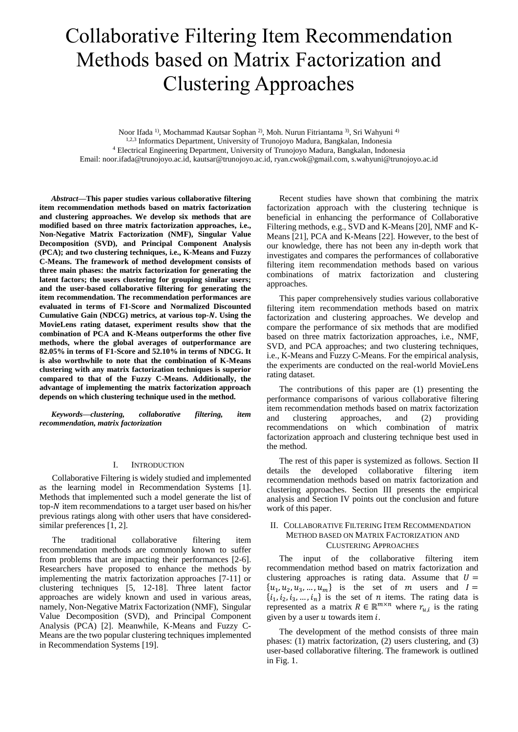# Collaborative Filtering Item Recommendation Methods based on Matrix Factorization and Clustering Approaches

Noor Ifada [1)], Mochammad Kautsar Sophan [2)], Moh. Nurun Fitriantama [3)], Sri Wahyuni [4)]
[1,2,3] Informatics Department, University of Trunojoyo Madura, Bangkalan, Indonesia
[4] Electrical Engineering Department, University of Trunojoyo Madura, Bangkalan, Indonesia
Email: noor.ifada@trunojoyo.ac.id, kautsar@trunojoyo.ac.id, ryan.cwok@gmail.com, s.wahyuni@trunojoyo.ac.id

***Abstract*—This paper studies various collaborative filtering item recommendation methods based on matrix factorization and clustering approaches. We develop six methods that are modified based on three matrix factorization approaches, i.e., Non-Negative Matrix Factorization (NMF), Singular Value Decomposition (SVD), and Principal Component Analysis (PCA); and two clustering techniques, i.e., K-Means and Fuzzy C-Means. The framework of method development consists of three main phases: the matrix factorization for generating the latent factors; the users clustering for grouping similar users; and the user-based collaborative filtering for generating the item recommendation. The recommendation performances are evaluated in terms of F1-Score and Normalized Discounted Cumulative Gain (NDCG) metrics, at various top-$N$. Using the MovieLens rating dataset, experiment results show that the combination of PCA and K-Means outperforms the other five methods, where the global averages of outperformance are 82.05% in terms of F1-Score and 52.10% in terms of NDCG. It is also worthwhile to note that the combination of K-Means clustering with any matrix factorization techniques is superior compared to that of the Fuzzy C-Means. Additionally, the advantage of implementing the matrix factorization approach depends on which clustering technique used in the method.**

***Keywords*—*clustering, collaborative filtering, item recommendation, matrix factorization***

## I. Introduction

Collaborative Filtering is widely studied and implemented as the learning model in Recommendation Systems [1]. Methods that implemented such a model generate the list of top-$N$ item recommendations to a target user based on his/her previous ratings along with other users that have considered-similar preferences [1, 2].

The traditional collaborative filtering item recommendation methods are commonly known to suffer from problems that are impacting their performances [2-6]. Researchers have proposed to enhance the methods by implementing the matrix factorization approaches [7-11] or clustering techniques [5, 12-18]. Three latent factor approaches are widely known and used in various areas, namely, Non-Negative Matrix Factorization (NMF), Singular Value Decomposition (SVD), and Principal Component Analysis (PCA) [2]. Meanwhile, K-Means and Fuzzy C-Means are the two popular clustering techniques implemented in Recommendation Systems [19].

Recent studies have shown that combining the matrix factorization approach with the clustering technique is beneficial in enhancing the performance of Collaborative Filtering methods, e.g., SVD and K-Means [20], NMF and K-Means [21], PCA and K-Means [22]. However, to the best of our knowledge, there has not been any in-depth work that investigates and compares the performances of collaborative filtering item recommendation methods based on various combinations of matrix factorization and clustering approaches.

This paper comprehensively studies various collaborative filtering item recommendation methods based on matrix factorization and clustering approaches. We develop and compare the performance of six methods that are modified based on three matrix factorization approaches, i.e., NMF, SVD, and PCA approaches; and two clustering techniques, i.e., K-Means and Fuzzy C-Means. For the empirical analysis, the experiments are conducted on the real-world MovieLens rating dataset.

The contributions of this paper are (1) presenting the performance comparisons of various collaborative filtering item recommendation methods based on matrix factorization and clustering approaches, and (2) providing recommendations on which combination of matrix factorization approach and clustering technique best used in the method.

The rest of this paper is systemized as follows. Section II details the developed collaborative filtering item recommendation methods based on matrix factorization and clustering approaches. Section III presents the empirical analysis and Section IV points out the conclusion and future work of this paper.

## II. Collaborative Filtering Item Recommendation Method based on Matrix Factorization and Clustering Approaches

The input of the collaborative filtering item recommendation method based on matrix factorization and clustering approaches is rating data. Assume that $U = \{u_1, u_2, u_3, \dots, u_m\}$ is the set of $m$ users and $I = \{i_1, i_2, i_3, \dots, i_n\}$ is the set of $n$ items. The rating data is represented as a matrix $R \in \mathbb{R}^{m \times n}$ where $r_{u,i}$ is the rating given by a user $u$ towards item $i$.

The development of the method consists of three main phases: (1) matrix factorization, (2) users clustering, and (3) user-based collaborative filtering. The framework is outlined in Fig. 1.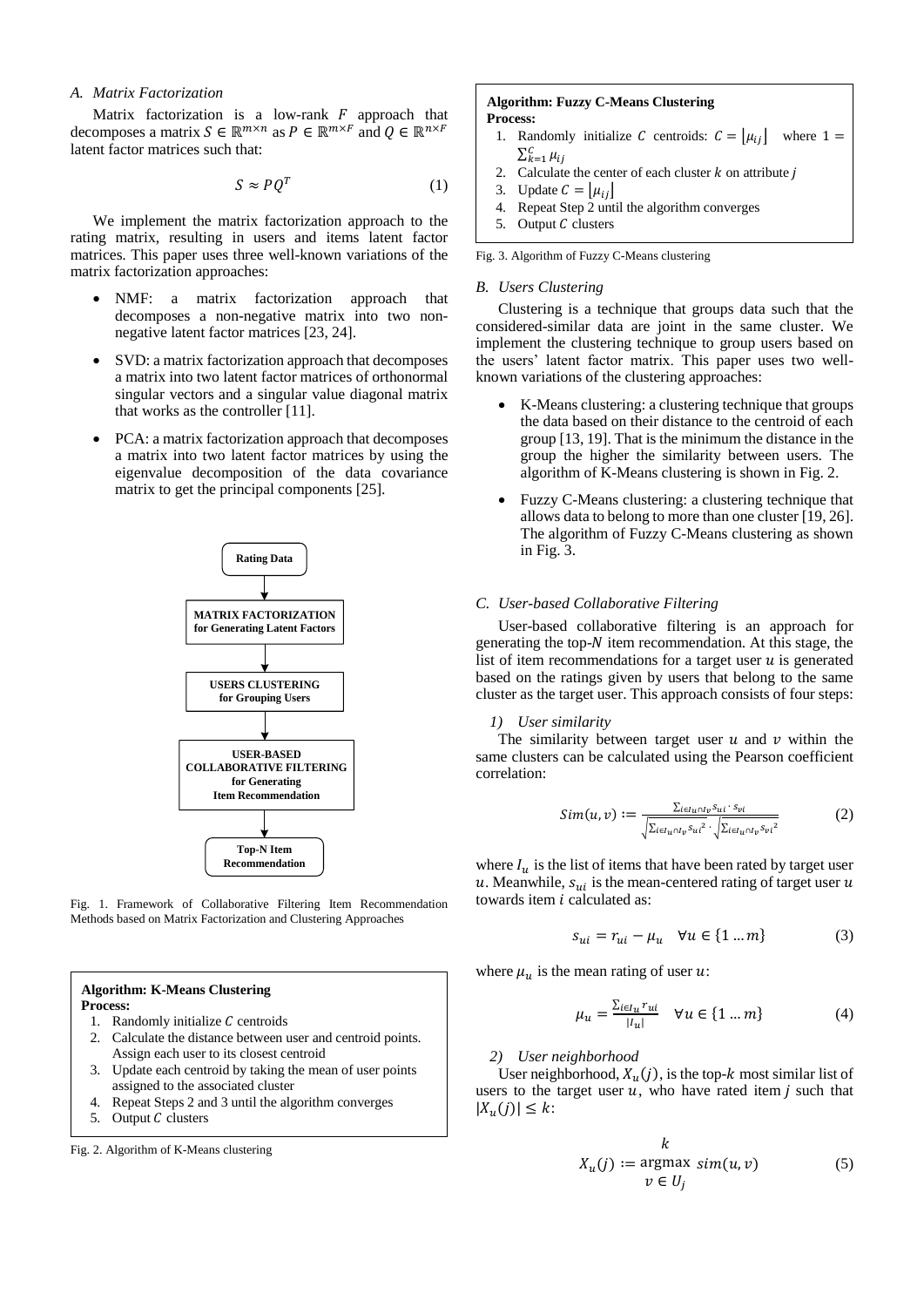### A. Matrix Factorization

Matrix factorization is a low-rank $F$ approach that decomposes a matrix $S \in \mathbb{R}^{m \times n}$ as $P \in \mathbb{R}^{m \times F}$ and $Q \in \mathbb{R}^{n \times F}$ latent factor matrices such that:

$$S \approx PQ^T \tag{1}$$

We implement the matrix factorization approach to the rating matrix, resulting in users and items latent factor matrices. This paper uses three well-known variations of the matrix factorization approaches:

- NMF: a matrix factorization approach that decomposes a non-negative matrix into two non-negative latent factor matrices [23, 24].
- SVD: a matrix factorization approach that decomposes a matrix into two latent factor matrices of orthonormal singular vectors and a singular value diagonal matrix that works as the controller [11].
- PCA: a matrix factorization approach that decomposes a matrix into two latent factor matrices by using the eigenvalue decomposition of the data covariance matrix to get the principal components [25].

Rating Data → MATRIX FACTORIZATION for Generating Latent Factors → USERS CLUSTERING for Grouping Users → USER-BASED COLLABORATIVE FILTERING for Generating Item Recommendation → Top-N Item Recommendation

Fig. 1. Framework of Collaborative Filtering Item Recommendation Methods based on Matrix Factorization and Clustering Approaches

**Algorithm: K-Means Clustering**
**Process:**
1. Randomly initialize $C$ centroids
2. Calculate the distance between user and centroid points. Assign each user to its closest centroid
3. Update each centroid by taking the mean of user points assigned to the associated cluster
4. Repeat Steps 2 and 3 until the algorithm converges
5. Output $C$ clusters

Fig. 2. Algorithm of K-Means clustering

**Algorithm: Fuzzy C-Means Clustering**
**Process:**
1. Randomly initialize $C$ centroids: $C = \lfloor \mu_{ij} \rfloor$ where $1 = \sum_{k=1}^{C} \mu_{ij}$
2. Calculate the center of each cluster $k$ on attribute $j$
3. Update $C = \lfloor \mu_{ij} \rfloor$
4. Repeat Step 2 until the algorithm converges
5. Output $C$ clusters

Fig. 3. Algorithm of Fuzzy C-Means clustering

### B. Users Clustering

Clustering is a technique that groups data such that the considered-similar data are joint in the same cluster. We implement the clustering technique to group users based on the users' latent factor matrix. This paper uses two well-known variations of the clustering approaches:

- K-Means clustering: a clustering technique that groups the data based on their distance to the centroid of each group [13, 19]. That is the minimum the distance in the group the higher the similarity between users. The algorithm of K-Means clustering is shown in Fig. 2.
- Fuzzy C-Means clustering: a clustering technique that allows data to belong to more than one cluster [19, 26]. The algorithm of Fuzzy C-Means clustering as shown in Fig. 3.

### C. User-based Collaborative Filtering

User-based collaborative filtering is an approach for generating the top-$N$ item recommendation. At this stage, the list of item recommendations for a target user $u$ is generated based on the ratings given by users that belong to the same cluster as the target user. This approach consists of four steps:

#### 1) User similarity

The similarity between target user $u$ and $v$ within the same clusters can be calculated using the Pearson coefficient correlation:

$$Sim(u,v) := \frac{\sum_{i \in I_u \cap I_v} s_{ui} \cdot s_{vi}}{\sqrt{\sum_{i \in I_u \cap I_v} {s_{ui}}^2} \cdot \sqrt{\sum_{i \in I_u \cap I_v} {s_{vi}}^2}} \tag{2}$$

where $I_u$ is the list of items that have been rated by target user $u$. Meanwhile, $s_{ui}$ is the mean-centered rating of target user $u$ towards item $i$ calculated as:

$$s_{ui} = r_{ui} - \mu_u \quad \forall u \in \{1 \dots m\} \tag{3}$$

where $\mu_u$ is the mean rating of user $u$:

$$\mu_u = \frac{\sum_{i \in I_u} r_{ui}}{|I_u|} \quad \forall u \in \{1 \dots m\} \tag{4}$$

#### 2) User neighborhood

User neighborhood, $X_u(j)$, is the top-$k$ most similar list of users to the target user $u$, who have rated item $j$ such that $|X_u(j)| \leq k$:

$$X_u(j) := \underset{v \in U_j}{\overset{k}{\operatorname{argmax}}} \; sim(u,v) \tag{5}$$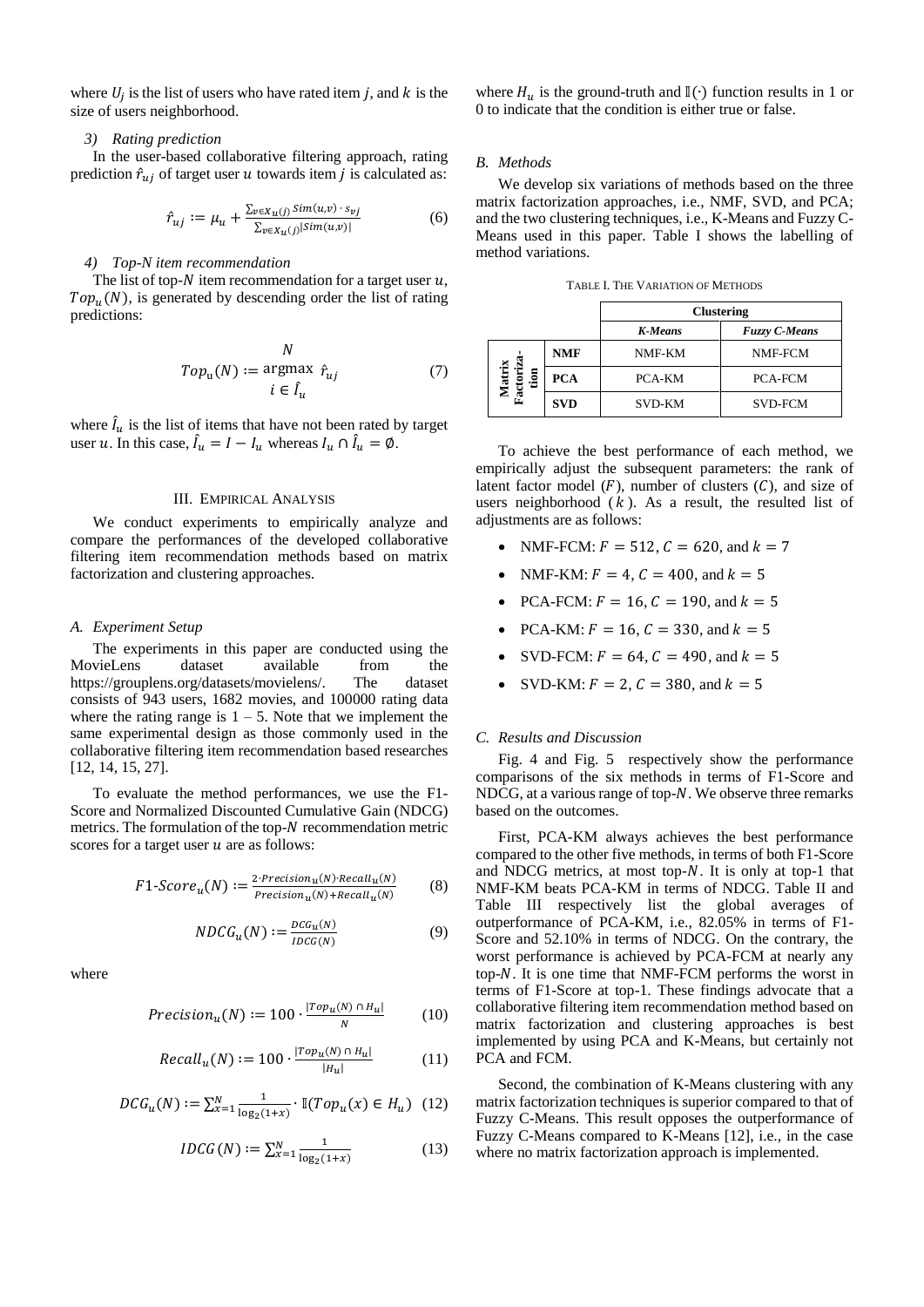where $U_j$ is the list of users who have rated item $j$, and $k$ is the size of users neighborhood.

*3) Rating prediction*

In the user-based collaborative filtering approach, rating prediction $\hat{r}_{uj}$ of target user $u$ towards item $j$ is calculated as:

$$\hat{r}_{uj} := \mu_u + \frac{\sum_{v \in X_u(j)} Sim(u,v) \cdot s_{vj}}{\sum_{v \in X_u(j)} |Sim(u,v)|} \tag{6}$$

*4) Top-N item recommendation*

The list of top-$N$ item recommendation for a target user $u$, $Top_u(N)$, is generated by descending order the list of rating predictions:

$$Top_u(N) := \underset{i \in \hat{I}_u}{\overset{N}{\operatorname{argmax}}}\ \hat{r}_{uj} \tag{7}$$

where $\hat{I}_u$ is the list of items that have not been rated by target user $u$. In this case, $\hat{I}_u = I - I_u$ whereas $I_u \cap \hat{I}_u = \emptyset$.

## III. Empirical Analysis

We conduct experiments to empirically analyze and compare the performances of the developed collaborative filtering item recommendation methods based on matrix factorization and clustering approaches.

### *A. Experiment Setup*

The experiments in this paper are conducted using the MovieLens dataset available from the https://grouplens.org/datasets/movielens/. The dataset consists of 943 users, 1682 movies, and 100000 rating data where the rating range is 1 – 5. Note that we implement the same experimental design as those commonly used in the collaborative filtering item recommendation based researches [12, 14, 15, 27].

To evaluate the method performances, we use the F1-Score and Normalized Discounted Cumulative Gain (NDCG) metrics. The formulation of the top-$N$ recommendation metric scores for a target user $u$ are as follows:

$$F1\text{-}Score_u(N) := \frac{2 \cdot Precision_u(N) \cdot Recall_u(N)}{Precision_u(N) + Recall_u(N)} \tag{8}$$

$$NDCG_u(N) := \frac{DCG_u(N)}{IDCG(N)} \tag{9}$$

where

$$Precision_u(N) := 100 \cdot \frac{|Top_u(N) \cap H_u|}{N} \tag{10}$$

$$Recall_u(N) := 100 \cdot \frac{|Top_u(N) \cap H_u|}{|H_u|} \tag{11}$$

$$DCG_u(N) := \sum_{x=1}^{N} \frac{1}{\log_2(1+x)} \cdot \mathbb{I}(Top_u(x) \in H_u) \tag{12}$$

$$IDCG(N) := \sum_{x=1}^{N} \frac{1}{\log_2(1+x)} \tag{13}$$

where $H_u$ is the ground-truth and $\mathbb{I}(\cdot)$ function results in 1 or 0 to indicate that the condition is either true or false.

### *B. Methods*

We develop six variations of methods based on the three matrix factorization approaches, i.e., NMF, SVD, and PCA; and the two clustering techniques, i.e., K-Means and Fuzzy C-Means used in this paper. Table I shows the labelling of method variations.

TABLE I. The Variation of Methods

| | | **Clustering** | |
|---|---|---|---|
| | | ***K-Means*** | ***Fuzzy C-Means*** |
| **Matrix Factorization** | **NMF** | NMF-KM | NMF-FCM |
| | **PCA** | PCA-KM | PCA-FCM |
| | **SVD** | SVD-KM | SVD-FCM |

To achieve the best performance of each method, we empirically adjust the subsequent parameters: the rank of latent factor model ($F$), number of clusters ($C$), and size of users neighborhood ($k$). As a result, the resulted list of adjustments are as follows:

- NMF-FCM: $F = 512$, $C = 620$, and $k = 7$
- NMF-KM: $F = 4$, $C = 400$, and $k = 5$
- PCA-FCM: $F = 16$, $C = 190$, and $k = 5$
- PCA-KM: $F = 16$, $C = 330$, and $k = 5$
- SVD-FCM: $F = 64$, $C = 490$, and $k = 5$
- SVD-KM: $F = 2$, $C = 380$, and $k = 5$

### *C. Results and Discussion*

Fig. 4 and Fig. 5 respectively show the performance comparisons of the six methods in terms of F1-Score and NDCG, at a various range of top-$N$. We observe three remarks based on the outcomes.

First, PCA-KM always achieves the best performance compared to the other five methods, in terms of both F1-Score and NDCG metrics, at most top-$N$. It is only at top-1 that NMF-KM beats PCA-KM in terms of NDCG. Table II and Table III respectively list the global averages of outperformance of PCA-KM, i.e., 82.05% in terms of F1-Score and 52.10% in terms of NDCG. On the contrary, the worst performance is achieved by PCA-FCM at nearly any top-$N$. It is one time that NMF-FCM performs the worst in terms of F1-Score at top-1. These findings advocate that a collaborative filtering item recommendation method based on matrix factorization and clustering approaches is best implemented by using PCA and K-Means, but certainly not PCA and FCM.

Second, the combination of K-Means clustering with any matrix factorization techniques is superior compared to that of Fuzzy C-Means. This result opposes the outperformance of Fuzzy C-Means compared to K-Means [12], i.e., in the case where no matrix factorization approach is implemented.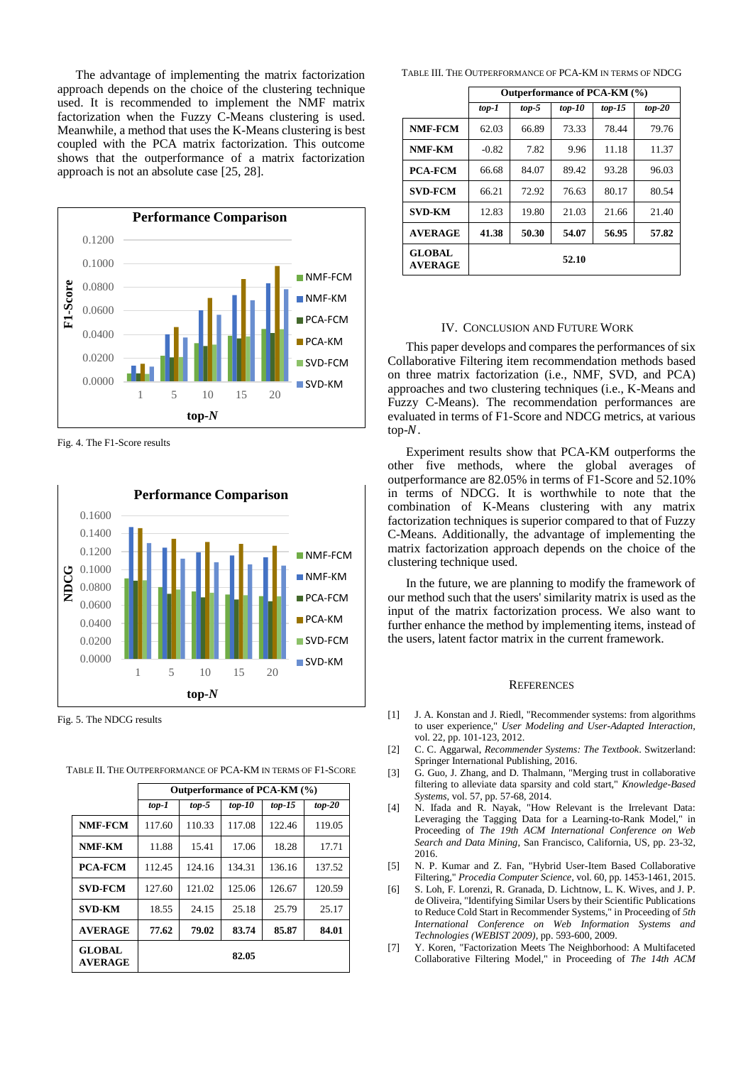The advantage of implementing the matrix factorization approach depends on the choice of the clustering technique used. It is recommended to implement the NMF matrix factorization when the Fuzzy C-Means clustering is used. Meanwhile, a method that uses the K-Means clustering is best coupled with the PCA matrix factorization. This outcome shows that the outperformance of a matrix factorization approach is not an absolute case [25, 28].

Fig. 4. The F1-Score results

Fig. 5. The NDCG results

TABLE II. THE OUTPERFORMANCE OF PCA-KM IN TERMS OF F1-SCORE

| | Outperformance of PCA-KM (%) | | | | |
|---|---|---|---|---|---|
| | *top-1* | *top-5* | *top-10* | *top-15* | *top-20* |
| **NMF-FCM** | 117.60 | 110.33 | 117.08 | 122.46 | 119.05 |
| **NMF-KM** | 11.88 | 15.41 | 17.06 | 18.28 | 17.71 |
| **PCA-FCM** | 112.45 | 124.16 | 134.31 | 136.16 | 137.52 |
| **SVD-FCM** | 127.60 | 121.02 | 125.06 | 126.67 | 120.59 |
| **SVD-KM** | 18.55 | 24.15 | 25.18 | 25.79 | 25.17 |
| **AVERAGE** | **77.62** | **79.02** | **83.74** | **85.87** | **84.01** |
| **GLOBAL AVERAGE** | **82.05** | | | | |

TABLE III. THE OUTPERFORMANCE OF PCA-KM IN TERMS OF NDCG

| | Outperformance of PCA-KM (%) | | | | |
|---|---|---|---|---|---|
| | *top-1* | *top-5* | *top-10* | *top-15* | *top-20* |
| **NMF-FCM** | 62.03 | 66.89 | 73.33 | 78.44 | 79.76 |
| **NMF-KM** | -0.82 | 7.82 | 9.96 | 11.18 | 11.37 |
| **PCA-FCM** | 66.68 | 84.07 | 89.42 | 93.28 | 96.03 |
| **SVD-FCM** | 66.21 | 72.92 | 76.63 | 80.17 | 80.54 |
| **SVD-KM** | 12.83 | 19.80 | 21.03 | 21.66 | 21.40 |
| **AVERAGE** | **41.38** | **50.30** | **54.07** | **56.95** | **57.82** |
| **GLOBAL AVERAGE** | **52.10** | | | | |

## IV. CONCLUSION AND FUTURE WORK

This paper develops and compares the performances of six Collaborative Filtering item recommendation methods based on three matrix factorization (i.e., NMF, SVD, and PCA) approaches and two clustering techniques (i.e., K-Means and Fuzzy C-Means). The recommendation performances are evaluated in terms of F1-Score and NDCG metrics, at various top-$N$.

Experiment results show that PCA-KM outperforms the other five methods, where the global averages of outperformance are 82.05% in terms of F1-Score and 52.10% in terms of NDCG. It is worthwhile to note that the combination of K-Means clustering with any matrix factorization techniques is superior compared to that of Fuzzy C-Means. Additionally, the advantage of implementing the matrix factorization approach depends on the choice of the clustering technique used.

In the future, we are planning to modify the framework of our method such that the users' similarity matrix is used as the input of the matrix factorization process. We also want to further enhance the method by implementing items, instead of the users, latent factor matrix in the current framework.

## REFERENCES

[1] J. A. Konstan and J. Riedl, "Recommender systems: from algorithms to user experience," *User Modeling and User-Adapted Interaction*, vol. 22, pp. 101-123, 2012.

[2] C. C. Aggarwal, *Recommender Systems: The Textbook*. Switzerland: Springer International Publishing, 2016.

[3] G. Guo, J. Zhang, and D. Thalmann, "Merging trust in collaborative filtering to alleviate data sparsity and cold start," *Knowledge-Based Systems*, vol. 57, pp. 57-68, 2014.

[4] N. Ifada and R. Nayak, "How Relevant is the Irrelevant Data: Leveraging the Tagging Data for a Learning-to-Rank Model," in Proceeding of *The 19th ACM International Conference on Web Search and Data Mining*, San Francisco, California, US, pp. 23-32, 2016.

[5] N. P. Kumar and Z. Fan, "Hybrid User-Item Based Collaborative Filtering," *Procedia Computer Science*, vol. 60, pp. 1453-1461, 2015.

[6] S. Loh, F. Lorenzi, R. Granada, D. Lichtnow, L. K. Wives, and J. P. de Oliveira, "Identifying Similar Users by their Scientific Publications to Reduce Cold Start in Recommender Systems," in Proceeding of *5th International Conference on Web Information Systems and Technologies (WEBIST 2009)*, pp. 593-600, 2009.

[7] Y. Koren, "Factorization Meets The Neighborhood: A Multifaceted Collaborative Filtering Model," in Proceeding of *The 14th ACM*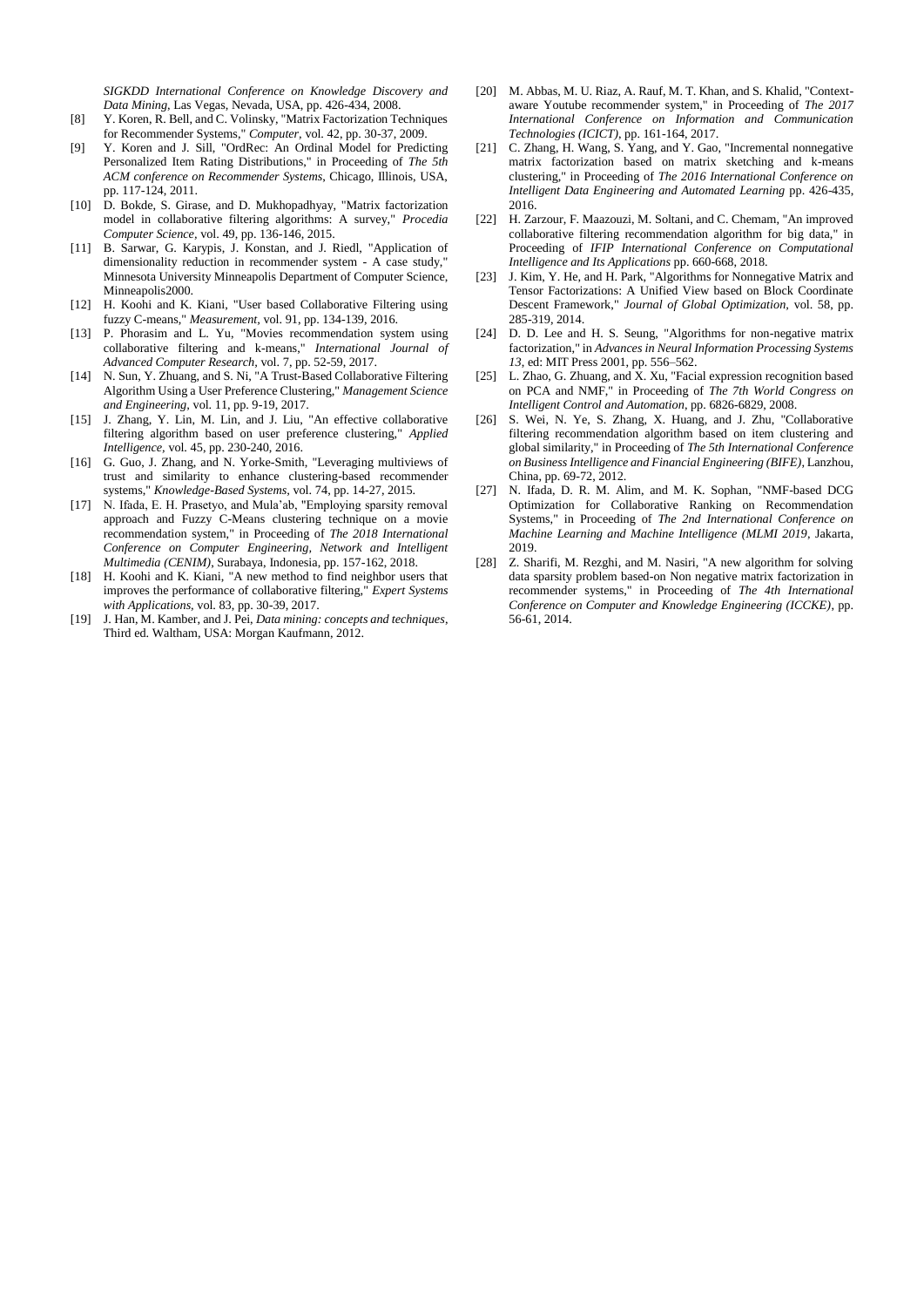*SIGKDD International Conference on Knowledge Discovery and Data Mining*, Las Vegas, Nevada, USA, pp. 426-434, 2008.

[8] Y. Koren, R. Bell, and C. Volinsky, "Matrix Factorization Techniques for Recommender Systems," *Computer*, vol. 42, pp. 30-37, 2009.

[9] Y. Koren and J. Sill, "OrdRec: An Ordinal Model for Predicting Personalized Item Rating Distributions," in Proceeding of *The 5th ACM conference on Recommender Systems*, Chicago, Illinois, USA, pp. 117-124, 2011.

[10] D. Bokde, S. Girase, and D. Mukhopadhyay, "Matrix factorization model in collaborative filtering algorithms: A survey," *Procedia Computer Science*, vol. 49, pp. 136-146, 2015.

[11] B. Sarwar, G. Karypis, J. Konstan, and J. Riedl, "Application of dimensionality reduction in recommender system - A case study," Minnesota University Minneapolis Department of Computer Science, Minneapolis2000.

[12] H. Koohi and K. Kiani, "User based Collaborative Filtering using fuzzy C-means," *Measurement*, vol. 91, pp. 134-139, 2016.

[13] P. Phorasim and L. Yu, "Movies recommendation system using collaborative filtering and k-means," *International Journal of Advanced Computer Research*, vol. 7, pp. 52-59, 2017.

[14] N. Sun, Y. Zhuang, and S. Ni, "A Trust-Based Collaborative Filtering Algorithm Using a User Preference Clustering," *Management Science and Engineering*, vol. 11, pp. 9-19, 2017.

[15] J. Zhang, Y. Lin, M. Lin, and J. Liu, "An effective collaborative filtering algorithm based on user preference clustering," *Applied Intelligence*, vol. 45, pp. 230-240, 2016.

[16] G. Guo, J. Zhang, and N. Yorke-Smith, "Leveraging multiviews of trust and similarity to enhance clustering-based recommender systems," *Knowledge-Based Systems*, vol. 74, pp. 14-27, 2015.

[17] N. Ifada, E. H. Prasetyo, and Mula'ab, "Employing sparsity removal approach and Fuzzy C-Means clustering technique on a movie recommendation system," in Proceeding of *The 2018 International Conference on Computer Engineering, Network and Intelligent Multimedia (CENIM)*, Surabaya, Indonesia, pp. 157-162, 2018.

[18] H. Koohi and K. Kiani, "A new method to find neighbor users that improves the performance of collaborative filtering," *Expert Systems with Applications*, vol. 83, pp. 30-39, 2017.

[19] J. Han, M. Kamber, and J. Pei, *Data mining: concepts and techniques*, Third ed. Waltham, USA: Morgan Kaufmann, 2012.

[20] M. Abbas, M. U. Riaz, A. Rauf, M. T. Khan, and S. Khalid, "Context-aware Youtube recommender system," in Proceeding of *The 2017 International Conference on Information and Communication Technologies (ICICT)*, pp. 161-164, 2017.

[21] C. Zhang, H. Wang, S. Yang, and Y. Gao, "Incremental nonnegative matrix factorization based on matrix sketching and k-means clustering," in Proceeding of *The 2016 International Conference on Intelligent Data Engineering and Automated Learning* pp. 426-435, 2016.

[22] H. Zarzour, F. Maazouzi, M. Soltani, and C. Chemam, "An improved collaborative filtering recommendation algorithm for big data," in Proceeding of *IFIP International Conference on Computational Intelligence and Its Applications* pp. 660-668, 2018.

[23] J. Kim, Y. He, and H. Park, "Algorithms for Nonnegative Matrix and Tensor Factorizations: A Unified View based on Block Coordinate Descent Framework," *Journal of Global Optimization*, vol. 58, pp. 285-319, 2014.

[24] D. D. Lee and H. S. Seung, "Algorithms for non-negative matrix factorization," in *Advances in Neural Information Processing Systems 13*, ed: MIT Press 2001, pp. 556–562.

[25] L. Zhao, G. Zhuang, and X. Xu, "Facial expression recognition based on PCA and NMF," in Proceeding of *The 7th World Congress on Intelligent Control and Automation*, pp. 6826-6829, 2008.

[26] S. Wei, N. Ye, S. Zhang, X. Huang, and J. Zhu, "Collaborative filtering recommendation algorithm based on item clustering and global similarity," in Proceeding of *The 5th International Conference on Business Intelligence and Financial Engineering (BIFE)*, Lanzhou, China, pp. 69-72, 2012.

[27] N. Ifada, D. R. M. Alim, and M. K. Sophan, "NMF-based DCG Optimization for Collaborative Ranking on Recommendation Systems," in Proceeding of *The 2nd International Conference on Machine Learning and Machine Intelligence (MLMI 2019*, Jakarta, 2019.

[28] Z. Sharifi, M. Rezghi, and M. Nasiri, "A new algorithm for solving data sparsity problem based-on Non negative matrix factorization in recommender systems," in Proceeding of *The 4th International Conference on Computer and Knowledge Engineering (ICCKE)*, pp. 56-61, 2014.